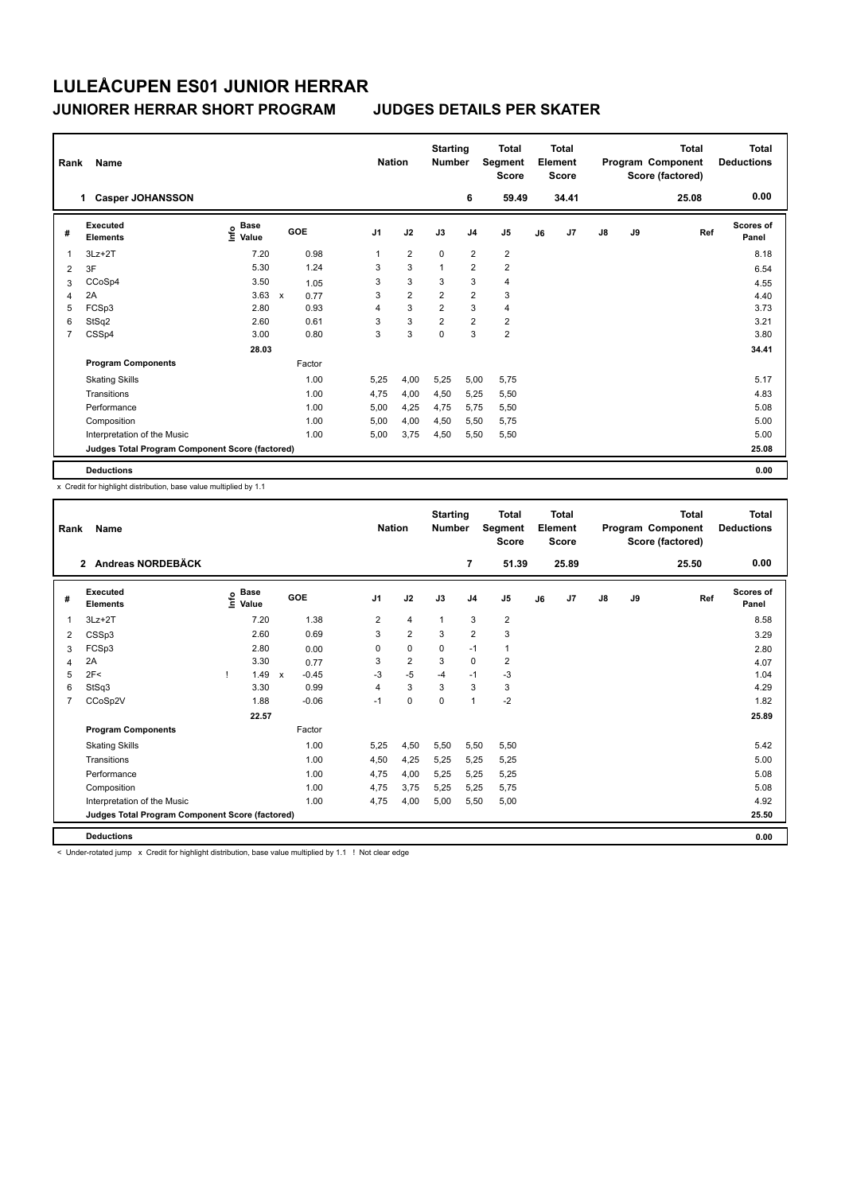# LULEÅCUPEN ES01 JUNIOR HERRAR

## JUNIORER HERRAR SHORT PROGRAM JUDGES DETAILS PER SKATER

| Rank | Name | Nation | Starting Number | Total Segment Score | Total Element Score | Total Program Component Score (factored) | Total Deductions |
|---|---|---|---|---|---|---|---|
| 1 | Casper JOHANSSON | | 6 | 59.49 | 34.41 | 25.08 | 0.00 |

| # | Executed Elements | Info | Base Value | | GOE | J1 | J2 | J3 | J4 | J5 | J6 | J7 | J8 | J9 | Ref | Scores of Panel |
|---|---|---|---|---|---|---|---|---|---|---|---|---|---|---|---|---|
| 1 | 3Lz+2T | | 7.20 | | 0.98 | 1 | 2 | 0 | 2 | 2 | | | | | | 8.18 |
| 2 | 3F | | 5.30 | | 1.24 | 3 | 3 | 1 | 2 | 2 | | | | | | 6.54 |
| 3 | CCoSp4 | | 3.50 | | 1.05 | 3 | 3 | 3 | 3 | 4 | | | | | | 4.55 |
| 4 | 2A | | 3.63 | x | 0.77 | 3 | 2 | 2 | 2 | 3 | | | | | | 4.40 |
| 5 | FCSp3 | | 2.80 | | 0.93 | 4 | 3 | 2 | 3 | 4 | | | | | | 3.73 |
| 6 | StSq2 | | 2.60 | | 0.61 | 3 | 3 | 2 | 2 | 2 | | | | | | 3.21 |
| 7 | CSSp4 | | 3.00 | | 0.80 | 3 | 3 | 0 | 3 | 2 | | | | | | 3.80 |
| | | | 28.03 | | | | | | | | | | | | | 34.41 |
| | **Program Components** | | | | Factor | | | | | | | | | | | |
| | Skating Skills | | | | 1.00 | 5,25 | 4,00 | 5,25 | 5,00 | 5,75 | | | | | | 5.17 |
| | Transitions | | | | 1.00 | 4,75 | 4,00 | 4,50 | 5,25 | 5,50 | | | | | | 4.83 |
| | Performance | | | | 1.00 | 5,00 | 4,25 | 4,75 | 5,75 | 5,50 | | | | | | 5.08 |
| | Composition | | | | 1.00 | 5,00 | 4,00 | 4,50 | 5,50 | 5,75 | | | | | | 5.00 |
| | Interpretation of the Music | | | | 1.00 | 5,00 | 3,75 | 4,50 | 5,50 | 5,50 | | | | | | 5.00 |
| | **Judges Total Program Component Score (factored)** | | | | | | | | | | | | | | | 25.08 |
| | **Deductions** | | | | | | | | | | | | | | | 0.00 |

x Credit for highlight distribution, base value multiplied by 1.1

| Rank | Name | Nation | Starting Number | Total Segment Score | Total Element Score | Total Program Component Score (factored) | Total Deductions |
|---|---|---|---|---|---|---|---|
| 2 | Andreas NORDEBÄCK | | 7 | 51.39 | 25.89 | 25.50 | 0.00 |

| # | Executed Elements | Info | Base Value | | GOE | J1 | J2 | J3 | J4 | J5 | J6 | J7 | J8 | J9 | Ref | Scores of Panel |
|---|---|---|---|---|---|---|---|---|---|---|---|---|---|---|---|---|
| 1 | 3Lz+2T | | 7.20 | | 1.38 | 2 | 4 | 1 | 3 | 2 | | | | | | 8.58 |
| 2 | CSSp3 | | 2.60 | | 0.69 | 3 | 2 | 3 | 2 | 3 | | | | | | 3.29 |
| 3 | FCSp3 | | 2.80 | | 0.00 | 0 | 0 | 0 | -1 | 1 | | | | | | 2.80 |
| 4 | 2A | | 3.30 | | 0.77 | 3 | 2 | 3 | 0 | 2 | | | | | | 4.07 |
| 5 | 2F< | ! | 1.49 | x | -0.45 | -3 | -5 | -4 | -1 | -3 | | | | | | 1.04 |
| 6 | StSq3 | | 3.30 | | 0.99 | 4 | 3 | 3 | 3 | 3 | | | | | | 4.29 |
| 7 | CCoSp2V | | 1.88 | | -0.06 | -1 | 0 | 0 | 1 | -2 | | | | | | 1.82 |
| | | | 22.57 | | | | | | | | | | | | | 25.89 |
| | **Program Components** | | | | Factor | | | | | | | | | | | |
| | Skating Skills | | | | 1.00 | 5,25 | 4,50 | 5,50 | 5,50 | 5,50 | | | | | | 5.42 |
| | Transitions | | | | 1.00 | 4,50 | 4,25 | 5,25 | 5,25 | 5,25 | | | | | | 5.00 |
| | Performance | | | | 1.00 | 4,75 | 4,00 | 5,25 | 5,25 | 5,25 | | | | | | 5.08 |
| | Composition | | | | 1.00 | 4,75 | 3,75 | 5,25 | 5,25 | 5,75 | | | | | | 5.08 |
| | Interpretation of the Music | | | | 1.00 | 4,75 | 4,00 | 5,00 | 5,50 | 5,00 | | | | | | 4.92 |
| | **Judges Total Program Component Score (factored)** | | | | | | | | | | | | | | | 25.50 |
| | **Deductions** | | | | | | | | | | | | | | | 0.00 |

< Under-rotated jump x Credit for highlight distribution, base value multiplied by 1.1 ! Not clear edge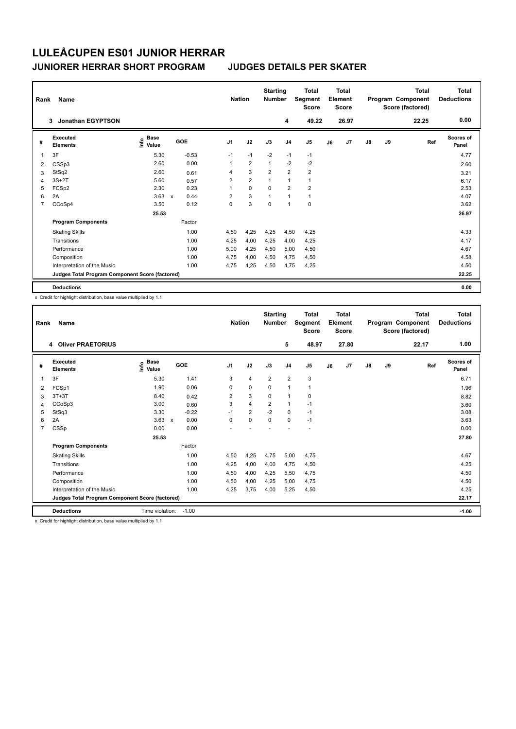# LULEÅCUPEN ES01 JUNIOR HERRAR

## JUNIORER HERRAR SHORT PROGRAM JUDGES DETAILS PER SKATER

| Rank | Name | Nation | Starting Number | Total Segment Score | Total Element Score | Total Program Component Score (factored) | Total Deductions |
|---|---|---|---|---|---|---|---|
| 3 | Jonathan EGYPTSON | | 4 | 49.22 | 26.97 | 22.25 | 0.00 |

| # | Executed Elements | Info | Base Value | | GOE | J1 | J2 | J3 | J4 | J5 | J6 | J7 | J8 | J9 | Ref | Scores of Panel |
|---|---|---|---|---|---|---|---|---|---|---|---|---|---|---|---|---|
| 1 | 3F | | 5.30 | | -0.53 | -1 | -1 | -2 | -1 | -1 | | | | | | 4.77 |
| 2 | CSSp3 | | 2.60 | | 0.00 | 1 | 2 | 1 | -2 | -2 | | | | | | 2.60 |
| 3 | StSq2 | | 2.60 | | 0.61 | 4 | 3 | 2 | 2 | 2 | | | | | | 3.21 |
| 4 | 3S+2T | | 5.60 | | 0.57 | 2 | 2 | 1 | 1 | 1 | | | | | | 6.17 |
| 5 | FCSp2 | | 2.30 | | 0.23 | 1 | 0 | 0 | 2 | 2 | | | | | | 2.53 |
| 6 | 2A | | 3.63 | x | 0.44 | 2 | 3 | 1 | 1 | 1 | | | | | | 4.07 |
| 7 | CCoSp4 | | 3.50 | | 0.12 | 0 | 3 | 0 | 1 | 0 | | | | | | 3.62 |
| | | | 25.53 | | | | | | | | | | | | | 26.97 |
| | **Program Components** | | | | Factor | | | | | | | | | | | |
| | Skating Skills | | | | 1.00 | 4,50 | 4,25 | 4,25 | 4,50 | 4,25 | | | | | | 4.33 |
| | Transitions | | | | 1.00 | 4,25 | 4,00 | 4,25 | 4,00 | 4,25 | | | | | | 4.17 |
| | Performance | | | | 1.00 | 5,00 | 4,25 | 4,50 | 5,00 | 4,50 | | | | | | 4.67 |
| | Composition | | | | 1.00 | 4,75 | 4,00 | 4,50 | 4,75 | 4,50 | | | | | | 4.58 |
| | Interpretation of the Music | | | | 1.00 | 4,75 | 4,25 | 4,50 | 4,75 | 4,25 | | | | | | 4.50 |
| | **Judges Total Program Component Score (factored)** | | | | | | | | | | | | | | | 22.25 |
| | **Deductions** | | | | | | | | | | | | | | | 0.00 |

x Credit for highlight distribution, base value multiplied by 1.1

| Rank | Name | Nation | Starting Number | Total Segment Score | Total Element Score | Total Program Component Score (factored) | Total Deductions |
|---|---|---|---|---|---|---|---|
| 4 | Oliver PRAETORIUS | | 5 | 48.97 | 27.80 | 22.17 | 1.00 |

| # | Executed Elements | Info | Base Value | | GOE | J1 | J2 | J3 | J4 | J5 | J6 | J7 | J8 | J9 | Ref | Scores of Panel |
|---|---|---|---|---|---|---|---|---|---|---|---|---|---|---|---|---|
| 1 | 3F | | 5.30 | | 1.41 | 3 | 4 | 2 | 2 | 3 | | | | | | 6.71 |
| 2 | FCSp1 | | 1.90 | | 0.06 | 0 | 0 | 0 | 1 | 1 | | | | | | 1.96 |
| 3 | 3T+3T | | 8.40 | | 0.42 | 2 | 3 | 0 | 1 | 0 | | | | | | 8.82 |
| 4 | CCoSp3 | | 3.00 | | 0.60 | 3 | 4 | 2 | 1 | -1 | | | | | | 3.60 |
| 5 | StSq3 | | 3.30 | | -0.22 | -1 | 2 | -2 | 0 | -1 | | | | | | 3.08 |
| 6 | 2A | | 3.63 | x | 0.00 | 0 | 0 | 0 | 0 | -1 | | | | | | 3.63 |
| 7 | CSSp | | 0.00 | | 0.00 | - | - | - | - | - | | | | | | 0.00 |
| | | | 25.53 | | | | | | | | | | | | | 27.80 |
| | **Program Components** | | | | Factor | | | | | | | | | | | |
| | Skating Skills | | | | 1.00 | 4,50 | 4,25 | 4,75 | 5,00 | 4,75 | | | | | | 4.67 |
| | Transitions | | | | 1.00 | 4,25 | 4,00 | 4,00 | 4,75 | 4,50 | | | | | | 4.25 |
| | Performance | | | | 1.00 | 4,50 | 4,00 | 4,25 | 5,50 | 4,75 | | | | | | 4.50 |
| | Composition | | | | 1.00 | 4,50 | 4,00 | 4,25 | 5,00 | 4,75 | | | | | | 4.50 |
| | Interpretation of the Music | | | | 1.00 | 4,25 | 3,75 | 4,00 | 5,25 | 4,50 | | | | | | 4.25 |
| | **Judges Total Program Component Score (factored)** | | | | | | | | | | | | | | | 22.17 |
| | **Deductions** | Time violation: | -1.00 | | | | | | | | | | | | | -1.00 |

x Credit for highlight distribution, base value multiplied by 1.1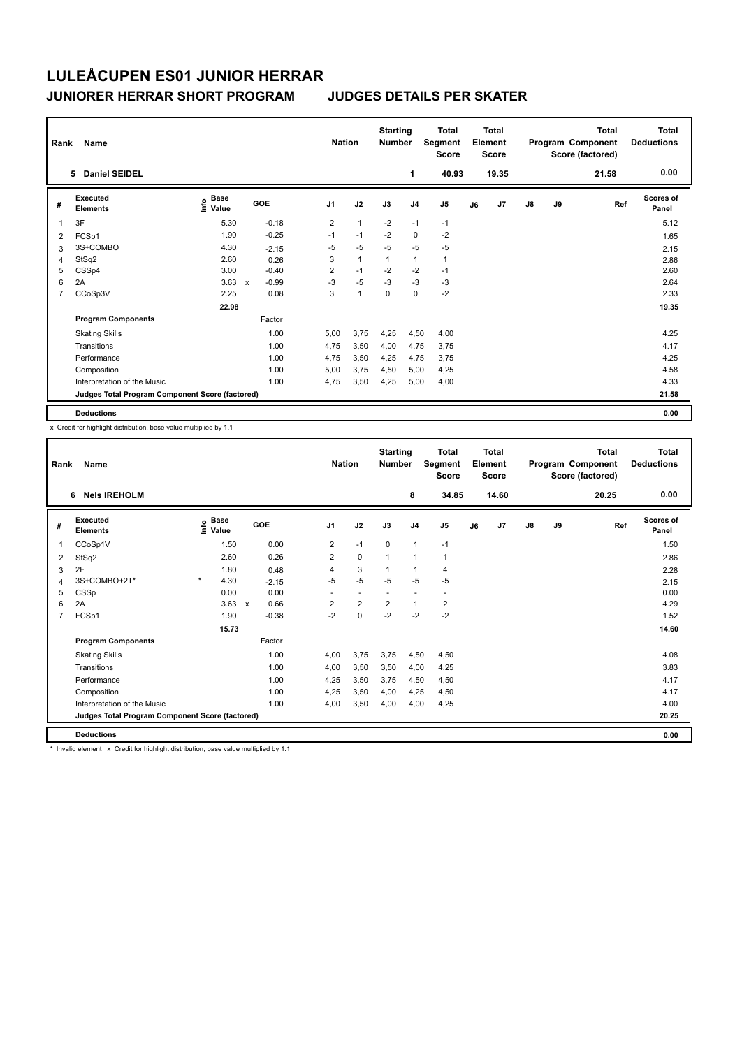# LULEÅCUPEN ES01 JUNIOR HERRAR

## JUNIORER HERRAR SHORT PROGRAM JUDGES DETAILS PER SKATER

| Rank | Name | Nation | Starting Number | Total Segment Score | Total Element Score | Total Program Component Score (factored) | Total Deductions |
|---|---|---|---|---|---|---|---|
| 5 | Daniel SEIDEL | | 1 | 40.93 | 19.35 | 21.58 | 0.00 |

| # | Executed Elements | Info | Base Value | | GOE | J1 | J2 | J3 | J4 | J5 | J6 | J7 | J8 | J9 | Ref | Scores of Panel |
|---|---|---|---|---|---|---|---|---|---|---|---|---|---|---|---|---|
| 1 | 3F | | 5.30 | | -0.18 | 2 | 1 | -2 | -1 | -1 | | | | | | 5.12 |
| 2 | FCSp1 | | 1.90 | | -0.25 | -1 | -1 | -2 | 0 | -2 | | | | | | 1.65 |
| 3 | 3S+COMBO | | 4.30 | | -2.15 | -5 | -5 | -5 | -5 | -5 | | | | | | 2.15 |
| 4 | StSq2 | | 2.60 | | 0.26 | 3 | 1 | 1 | 1 | 1 | | | | | | 2.86 |
| 5 | CSSp4 | | 3.00 | | -0.40 | 2 | -1 | -2 | -2 | -1 | | | | | | 2.60 |
| 6 | 2A | | 3.63 | x | -0.99 | -3 | -5 | -3 | -3 | -3 | | | | | | 2.64 |
| 7 | CCoSp3V | | 2.25 | | 0.08 | 3 | 1 | 0 | 0 | -2 | | | | | | 2.33 |
| | | | 22.98 | | | | | | | | | | | | | 19.35 |
| | **Program Components** | | | | Factor | | | | | | | | | | | |
| | Skating Skills | | | | 1.00 | 5,00 | 3,75 | 4,25 | 4,50 | 4,00 | | | | | | 4.25 |
| | Transitions | | | | 1.00 | 4,75 | 3,50 | 4,00 | 4,75 | 3,75 | | | | | | 4.17 |
| | Performance | | | | 1.00 | 4,75 | 3,50 | 4,25 | 4,75 | 3,75 | | | | | | 4.25 |
| | Composition | | | | 1.00 | 5,00 | 3,75 | 4,50 | 5,00 | 4,25 | | | | | | 4.58 |
| | Interpretation of the Music | | | | 1.00 | 4,75 | 3,50 | 4,25 | 5,00 | 4,00 | | | | | | 4.33 |
| | **Judges Total Program Component Score (factored)** | | | | | | | | | | | | | | | 21.58 |
| | **Deductions** | | | | | | | | | | | | | | | 0.00 |

x Credit for highlight distribution, base value multiplied by 1.1

| Rank | Name | Nation | Starting Number | Total Segment Score | Total Element Score | Total Program Component Score (factored) | Total Deductions |
|---|---|---|---|---|---|---|---|
| 6 | Nels IREHOLM | | 8 | 34.85 | 14.60 | 20.25 | 0.00 |

| # | Executed Elements | Info | Base Value | | GOE | J1 | J2 | J3 | J4 | J5 | J6 | J7 | J8 | J9 | Ref | Scores of Panel |
|---|---|---|---|---|---|---|---|---|---|---|---|---|---|---|---|---|
| 1 | CCoSp1V | | 1.50 | | 0.00 | 2 | -1 | 0 | 1 | -1 | | | | | | 1.50 |
| 2 | StSq2 | | 2.60 | | 0.26 | 2 | 0 | 1 | 1 | 1 | | | | | | 2.86 |
| 3 | 2F | | 1.80 | | 0.48 | 4 | 3 | 1 | 1 | 4 | | | | | | 2.28 |
| 4 | 3S+COMBO+2T* | * | 4.30 | | -2.15 | -5 | -5 | -5 | -5 | -5 | | | | | | 2.15 |
| 5 | CSSp | | 0.00 | | 0.00 | - | - | - | - | - | | | | | | 0.00 |
| 6 | 2A | | 3.63 | x | 0.66 | 2 | 2 | 2 | 1 | 2 | | | | | | 4.29 |
| 7 | FCSp1 | | 1.90 | | -0.38 | -2 | 0 | -2 | -2 | -2 | | | | | | 1.52 |
| | | | 15.73 | | | | | | | | | | | | | 14.60 |
| | **Program Components** | | | | Factor | | | | | | | | | | | |
| | Skating Skills | | | | 1.00 | 4,00 | 3,75 | 3,75 | 4,50 | 4,50 | | | | | | 4.08 |
| | Transitions | | | | 1.00 | 4,00 | 3,50 | 3,50 | 4,00 | 4,25 | | | | | | 3.83 |
| | Performance | | | | 1.00 | 4,25 | 3,50 | 3,75 | 4,50 | 4,50 | | | | | | 4.17 |
| | Composition | | | | 1.00 | 4,25 | 3,50 | 4,00 | 4,25 | 4,50 | | | | | | 4.17 |
| | Interpretation of the Music | | | | 1.00 | 4,00 | 3,50 | 4,00 | 4,00 | 4,25 | | | | | | 4.00 |
| | **Judges Total Program Component Score (factored)** | | | | | | | | | | | | | | | 20.25 |
| | **Deductions** | | | | | | | | | | | | | | | 0.00 |

* Invalid element x Credit for highlight distribution, base value multiplied by 1.1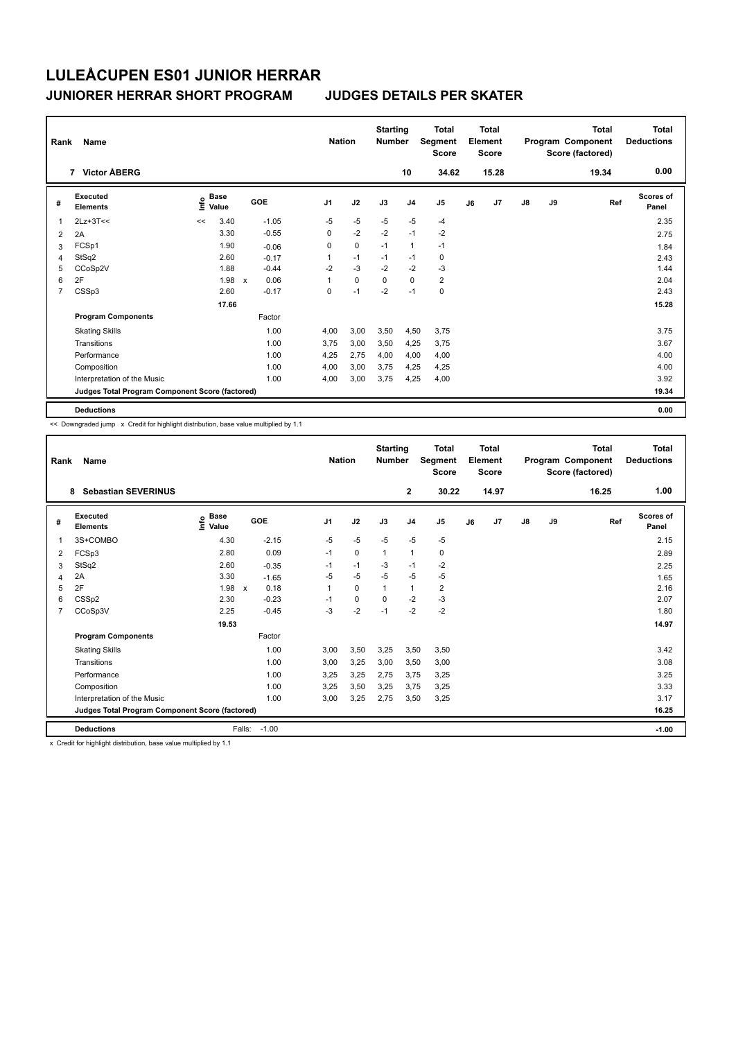# LULEÅCUPEN ES01 JUNIOR HERRAR

## JUNIORER HERRAR SHORT PROGRAM    JUDGES DETAILS PER SKATER

| Rank | Name | Nation | Starting Number | Total Segment Score | Total Element Score | Total Program Component Score (factored) | Total Deductions |
|---|---|---|---|---|---|---|---|
| 7 | Victor ÅBERG | | 10 | 34.62 | 15.28 | 19.34 | 0.00 |

| # | Executed Elements | Info | Base Value | | GOE | J1 | J2 | J3 | J4 | J5 | J6 | J7 | J8 | J9 | Ref | Scores of Panel |
|---|---|---|---|---|---|---|---|---|---|---|---|---|---|---|---|---|
| 1 | 2Lz+3T<< | << | 3.40 | | -1.05 | -5 | -5 | -5 | -5 | -4 | | | | | | 2.35 |
| 2 | 2A | | 3.30 | | -0.55 | 0 | -2 | -2 | -1 | -2 | | | | | | 2.75 |
| 3 | FCSp1 | | 1.90 | | -0.06 | 0 | 0 | -1 | 1 | -1 | | | | | | 1.84 |
| 4 | StSq2 | | 2.60 | | -0.17 | 1 | -1 | -1 | -1 | 0 | | | | | | 2.43 |
| 5 | CCoSp2V | | 1.88 | | -0.44 | -2 | -3 | -2 | -2 | -3 | | | | | | 1.44 |
| 6 | 2F | | 1.98 | x | 0.06 | 1 | 0 | 0 | 0 | 2 | | | | | | 2.04 |
| 7 | CSSp3 | | 2.60 | | -0.17 | 0 | -1 | -2 | -1 | 0 | | | | | | 2.43 |
| | | | 17.66 | | | | | | | | | | | | | 15.28 |
| | **Program Components** | | | | Factor | | | | | | | | | | | |
| | Skating Skills | | | | 1.00 | 4,00 | 3,00 | 3,50 | 4,50 | 3,75 | | | | | | 3.75 |
| | Transitions | | | | 1.00 | 3,75 | 3,00 | 3,50 | 4,25 | 3,75 | | | | | | 3.67 |
| | Performance | | | | 1.00 | 4,25 | 2,75 | 4,00 | 4,00 | 4,00 | | | | | | 4.00 |
| | Composition | | | | 1.00 | 4,00 | 3,00 | 3,75 | 4,25 | 4,25 | | | | | | 4.00 |
| | Interpretation of the Music | | | | 1.00 | 4,00 | 3,00 | 3,75 | 4,25 | 4,00 | | | | | | 3.92 |
| | **Judges Total Program Component Score (factored)** | | | | | | | | | | | | | | | 19.34 |
| | **Deductions** | | | | | | | | | | | | | | | 0.00 |

<< Downgraded jump x Credit for highlight distribution, base value multiplied by 1.1

| Rank | Name | Nation | Starting Number | Total Segment Score | Total Element Score | Total Program Component Score (factored) | Total Deductions |
|---|---|---|---|---|---|---|---|
| 8 | Sebastian SEVERINUS | | 2 | 30.22 | 14.97 | 16.25 | 1.00 |

| # | Executed Elements | Info | Base Value | | GOE | J1 | J2 | J3 | J4 | J5 | J6 | J7 | J8 | J9 | Ref | Scores of Panel |
|---|---|---|---|---|---|---|---|---|---|---|---|---|---|---|---|---|
| 1 | 3S+COMBO | | 4.30 | | -2.15 | -5 | -5 | -5 | -5 | -5 | | | | | | 2.15 |
| 2 | FCSp3 | | 2.80 | | 0.09 | -1 | 0 | 1 | 1 | 0 | | | | | | 2.89 |
| 3 | StSq2 | | 2.60 | | -0.35 | -1 | -1 | -3 | -1 | -2 | | | | | | 2.25 |
| 4 | 2A | | 3.30 | | -1.65 | -5 | -5 | -5 | -5 | -5 | | | | | | 1.65 |
| 5 | 2F | | 1.98 | x | 0.18 | 1 | 0 | 1 | 1 | 2 | | | | | | 2.16 |
| 6 | CSSp2 | | 2.30 | | -0.23 | -1 | 0 | 0 | -2 | -3 | | | | | | 2.07 |
| 7 | CCoSp3V | | 2.25 | | -0.45 | -3 | -2 | -1 | -2 | -2 | | | | | | 1.80 |
| | | | 19.53 | | | | | | | | | | | | | 14.97 |
| | **Program Components** | | | | Factor | | | | | | | | | | | |
| | Skating Skills | | | | 1.00 | 3,00 | 3,50 | 3,25 | 3,50 | 3,50 | | | | | | 3.42 |
| | Transitions | | | | 1.00 | 3,00 | 3,25 | 3,00 | 3,50 | 3,00 | | | | | | 3.08 |
| | Performance | | | | 1.00 | 3,25 | 3,25 | 2,75 | 3,75 | 3,25 | | | | | | 3.25 |
| | Composition | | | | 1.00 | 3,25 | 3,50 | 3,25 | 3,75 | 3,25 | | | | | | 3.33 |
| | Interpretation of the Music | | | | 1.00 | 3,00 | 3,25 | 2,75 | 3,50 | 3,25 | | | | | | 3.17 |
| | **Judges Total Program Component Score (factored)** | | | | | | | | | | | | | | | 16.25 |
| | **Deductions** | | | Falls: | -1.00 | | | | | | | | | | | -1.00 |

x Credit for highlight distribution, base value multiplied by 1.1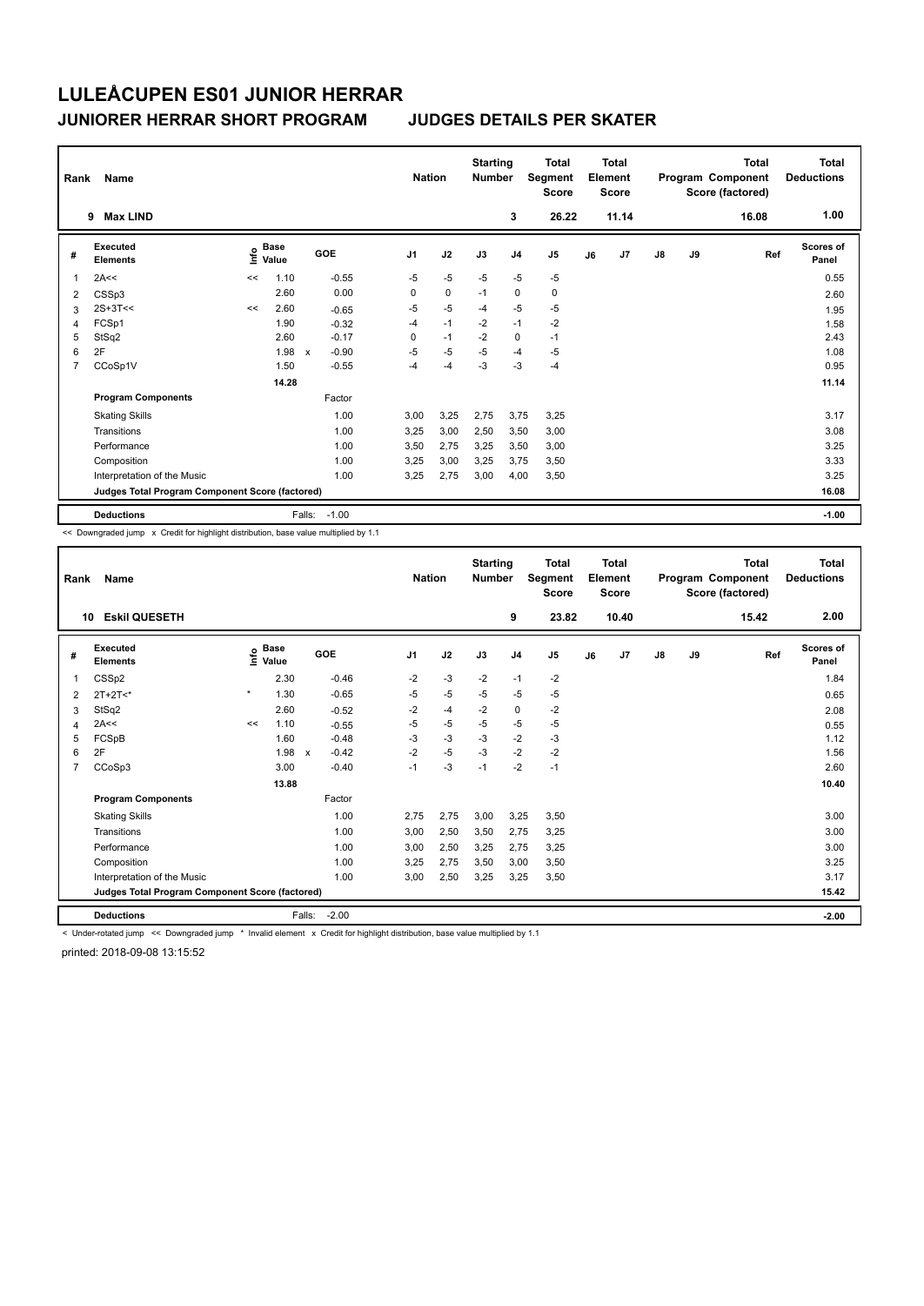# LULEÅCUPEN ES01 JUNIOR HERRAR

## JUNIORER HERRAR SHORT PROGRAM JUDGES DETAILS PER SKATER

| Rank | Name | Nation | Starting Number | Total Segment Score | Total Element Score | Total Program Component Score (factored) | Total Deductions |
|---|---|---|---|---|---|---|---|
| 9 | Max LIND | | 3 | 26.22 | 11.14 | 16.08 | 1.00 |

| # | Executed Elements | Info | Base Value | | GOE | J1 | J2 | J3 | J4 | J5 | J6 | J7 | J8 | J9 | Ref | Scores of Panel |
|---|---|---|---|---|---|---|---|---|---|---|---|---|---|---|---|---|
| 1 | 2A<< | << | 1.10 | | -0.55 | -5 | -5 | -5 | -5 | -5 | | | | | | 0.55 |
| 2 | CSSp3 | | 2.60 | | 0.00 | 0 | 0 | -1 | 0 | 0 | | | | | | 2.60 |
| 3 | 2S+3T<< | << | 2.60 | | -0.65 | -5 | -5 | -4 | -5 | -5 | | | | | | 1.95 |
| 4 | FCSp1 | | 1.90 | | -0.32 | -4 | -1 | -2 | -1 | -2 | | | | | | 1.58 |
| 5 | StSq2 | | 2.60 | | -0.17 | 0 | -1 | -2 | 0 | -1 | | | | | | 2.43 |
| 6 | 2F | | 1.98 | x | -0.90 | -5 | -5 | -5 | -4 | -5 | | | | | | 1.08 |
| 7 | CCoSp1V | | 1.50 | | -0.55 | -4 | -4 | -3 | -3 | -4 | | | | | | 0.95 |
| | | | 14.28 | | | | | | | | | | | | | 11.14 |
| | **Program Components** | | | | Factor | | | | | | | | | | | |
| | Skating Skills | | | | 1.00 | 3,00 | 3,25 | 2,75 | 3,75 | 3,25 | | | | | | 3.17 |
| | Transitions | | | | 1.00 | 3,25 | 3,00 | 2,50 | 3,50 | 3,00 | | | | | | 3.08 |
| | Performance | | | | 1.00 | 3,50 | 2,75 | 3,25 | 3,50 | 3,00 | | | | | | 3.25 |
| | Composition | | | | 1.00 | 3,25 | 3,00 | 3,25 | 3,75 | 3,50 | | | | | | 3.33 |
| | Interpretation of the Music | | | | 1.00 | 3,25 | 2,75 | 3,00 | 4,00 | 3,50 | | | | | | 3.25 |
| | **Judges Total Program Component Score (factored)** | | | | | | | | | | | | | | | 16.08 |
| | **Deductions** | | | Falls: | -1.00 | | | | | | | | | | | -1.00 |

<< Downgraded jump x Credit for highlight distribution, base value multiplied by 1.1

| Rank | Name | Nation | Starting Number | Total Segment Score | Total Element Score | Total Program Component Score (factored) | Total Deductions |
|---|---|---|---|---|---|---|---|
| 10 | Eskil QUESETH | | 9 | 23.82 | 10.40 | 15.42 | 2.00 |

| # | Executed Elements | Info | Base Value | | GOE | J1 | J2 | J3 | J4 | J5 | J6 | J7 | J8 | J9 | Ref | Scores of Panel |
|---|---|---|---|---|---|---|---|---|---|---|---|---|---|---|---|---|
| 1 | CSSp2 | | 2.30 | | -0.46 | -2 | -3 | -2 | -1 | -2 | | | | | | 1.84 |
| 2 | 2T+2T<* | * | 1.30 | | -0.65 | -5 | -5 | -5 | -5 | -5 | | | | | | 0.65 |
| 3 | StSq2 | | 2.60 | | -0.52 | -2 | -4 | -2 | 0 | -2 | | | | | | 2.08 |
| 4 | 2A<< | << | 1.10 | | -0.55 | -5 | -5 | -5 | -5 | -5 | | | | | | 0.55 |
| 5 | FCSpB | | 1.60 | | -0.48 | -3 | -3 | -3 | -2 | -3 | | | | | | 1.12 |
| 6 | 2F | | 1.98 | x | -0.42 | -2 | -5 | -3 | -2 | -2 | | | | | | 1.56 |
| 7 | CCoSp3 | | 3.00 | | -0.40 | -1 | -3 | -1 | -2 | -1 | | | | | | 2.60 |
| | | | 13.88 | | | | | | | | | | | | | 10.40 |
| | **Program Components** | | | | Factor | | | | | | | | | | | |
| | Skating Skills | | | | 1.00 | 2,75 | 2,75 | 3,00 | 3,25 | 3,50 | | | | | | 3.00 |
| | Transitions | | | | 1.00 | 3,00 | 2,50 | 3,50 | 2,75 | 3,25 | | | | | | 3.00 |
| | Performance | | | | 1.00 | 3,00 | 2,50 | 3,25 | 2,75 | 3,25 | | | | | | 3.00 |
| | Composition | | | | 1.00 | 3,25 | 2,75 | 3,50 | 3,00 | 3,50 | | | | | | 3.25 |
| | Interpretation of the Music | | | | 1.00 | 3,00 | 2,50 | 3,25 | 3,25 | 3,50 | | | | | | 3.17 |
| | **Judges Total Program Component Score (factored)** | | | | | | | | | | | | | | | 15.42 |
| | **Deductions** | | | Falls: | -2.00 | | | | | | | | | | | -2.00 |

< Under-rotated jump << Downgraded jump * Invalid element x Credit for highlight distribution, base value multiplied by 1.1

printed: 2018-09-08 13:15:52